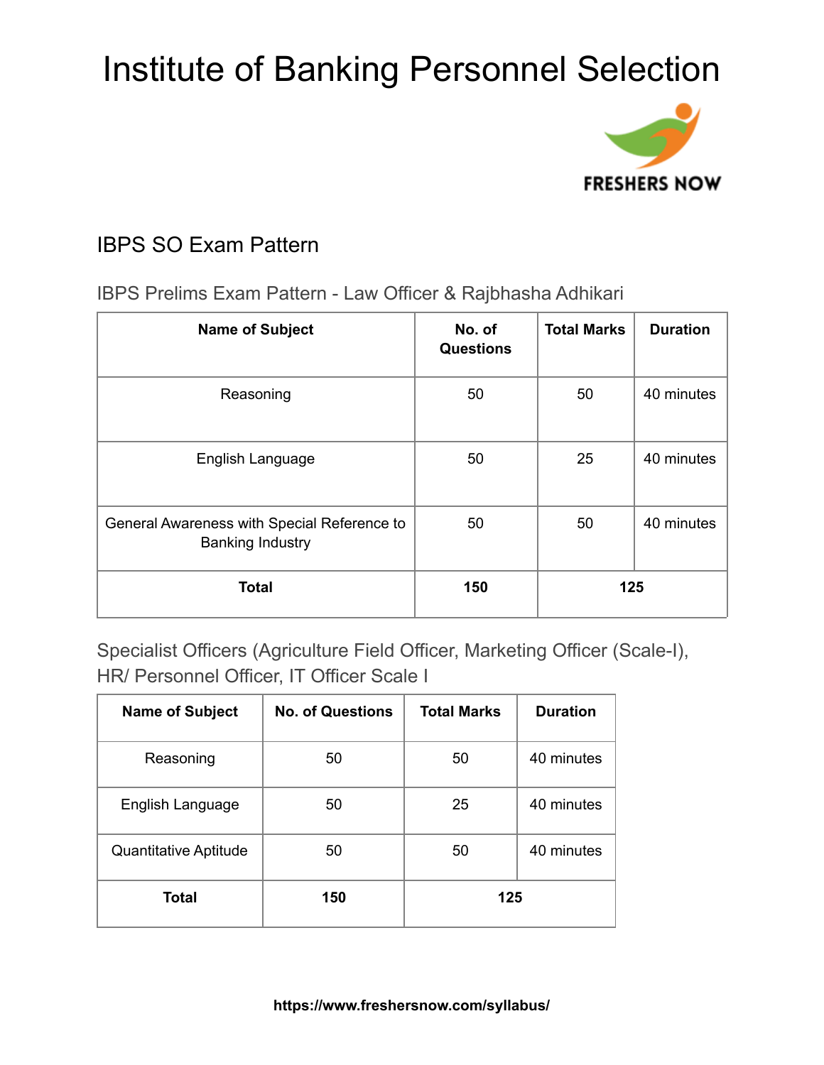# Institute of Banking Personnel Selection

## IBPS SO Exam Pattern

### IBPS Prelims Exam Pattern - Law Officer & Rajbhasha Adhikari

| Name of Subject | No. of Questions | Total Marks | Duration |
|---|---|---|---|
| Reasoning | 50 | 50 | 40 minutes |
| English Language | 50 | 25 | 40 minutes |
| General Awareness with Special Reference to Banking Industry | 50 | 50 | 40 minutes |
| **Total** | **150** | **125** | |

### Specialist Officers (Agriculture Field Officer, Marketing Officer (Scale-I), HR/ Personnel Officer, IT Officer Scale I

| Name of Subject | No. of Questions | Total Marks | Duration |
|---|---|---|---|
| Reasoning | 50 | 50 | 40 minutes |
| English Language | 50 | 25 | 40 minutes |
| Quantitative Aptitude | 50 | 50 | 40 minutes |
| **Total** | **150** | **125** | |

**https://www.freshersnow.com/syllabus/**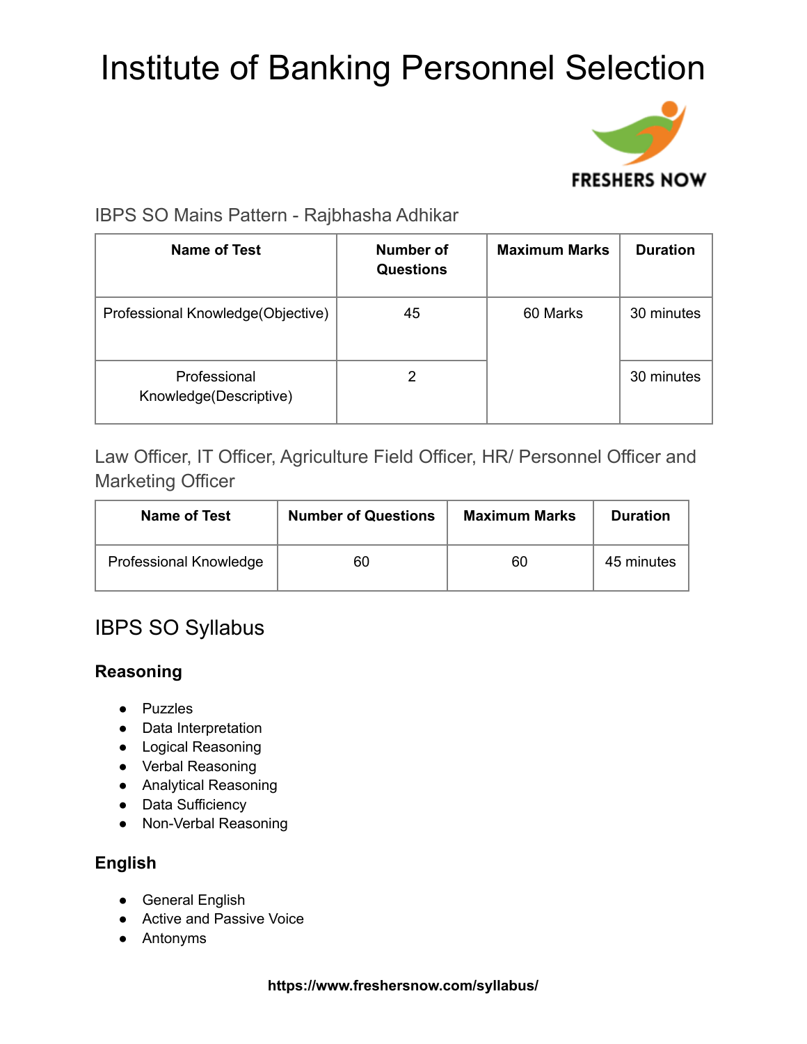# Institute of Banking Personnel Selection

## IBPS SO Mains Pattern - Rajbhasha Adhikar

| Name of Test | Number of Questions | Maximum Marks | Duration |
|---|---|---|---|
| Professional Knowledge(Objective) | 45 | 60 Marks | 30 minutes |
| Professional Knowledge(Descriptive) | 2 | | 30 minutes |

## Law Officer, IT Officer, Agriculture Field Officer, HR/ Personnel Officer and Marketing Officer

| Name of Test | Number of Questions | Maximum Marks | Duration |
|---|---|---|---|
| Professional Knowledge | 60 | 60 | 45 minutes |

## IBPS SO Syllabus

### Reasoning

- Puzzles
- Data Interpretation
- Logical Reasoning
- Verbal Reasoning
- Analytical Reasoning
- Data Sufficiency
- Non-Verbal Reasoning

### English

- General English
- Active and Passive Voice
- Antonyms

**https://www.freshersnow.com/syllabus/**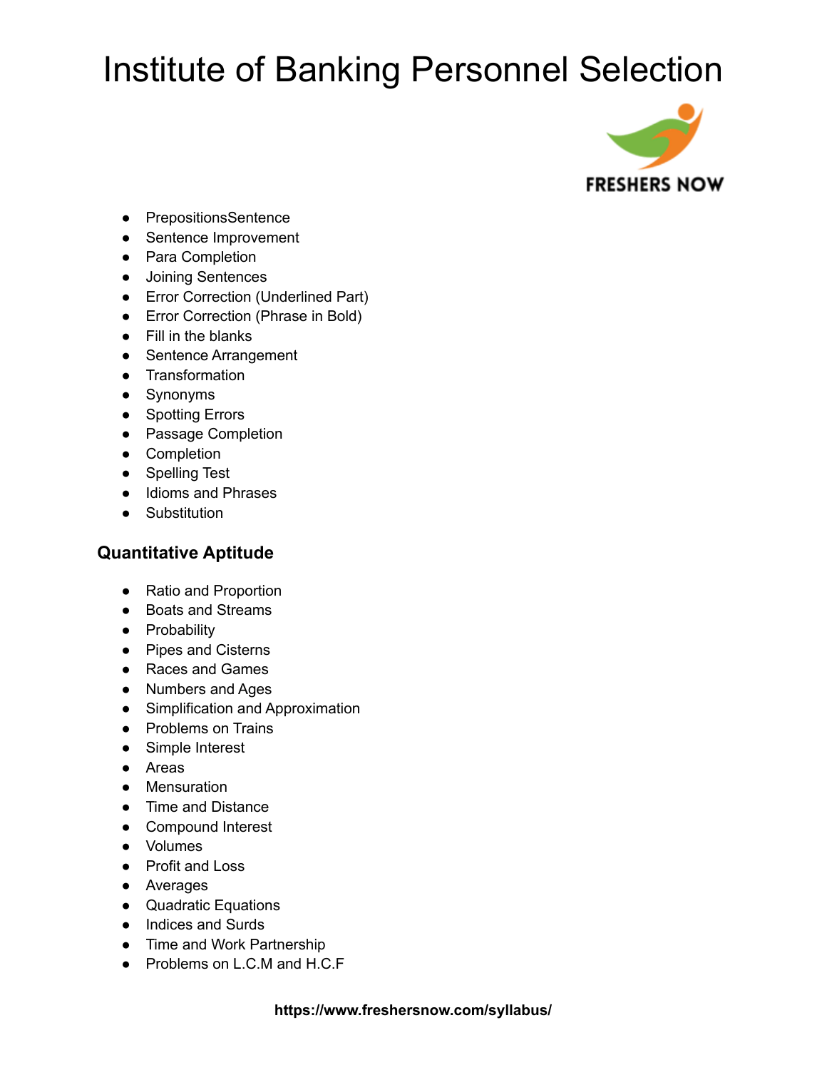- PrepositionsSentence
- Sentence Improvement
- Para Completion
- Joining Sentences
- Error Correction (Underlined Part)
- Error Correction (Phrase in Bold)
- Fill in the blanks
- Sentence Arrangement
- Transformation
- Synonyms
- Spotting Errors
- Passage Completion
- Completion
- Spelling Test
- Idioms and Phrases
- Substitution

### Quantitative Aptitude

- Ratio and Proportion
- Boats and Streams
- Probability
- Pipes and Cisterns
- Races and Games
- Numbers and Ages
- Simplification and Approximation
- Problems on Trains
- Simple Interest
- Areas
- Mensuration
- Time and Distance
- Compound Interest
- Volumes
- Profit and Loss
- Averages
- Quadratic Equations
- Indices and Surds
- Time and Work Partnership
- Problems on L.C.M and H.C.F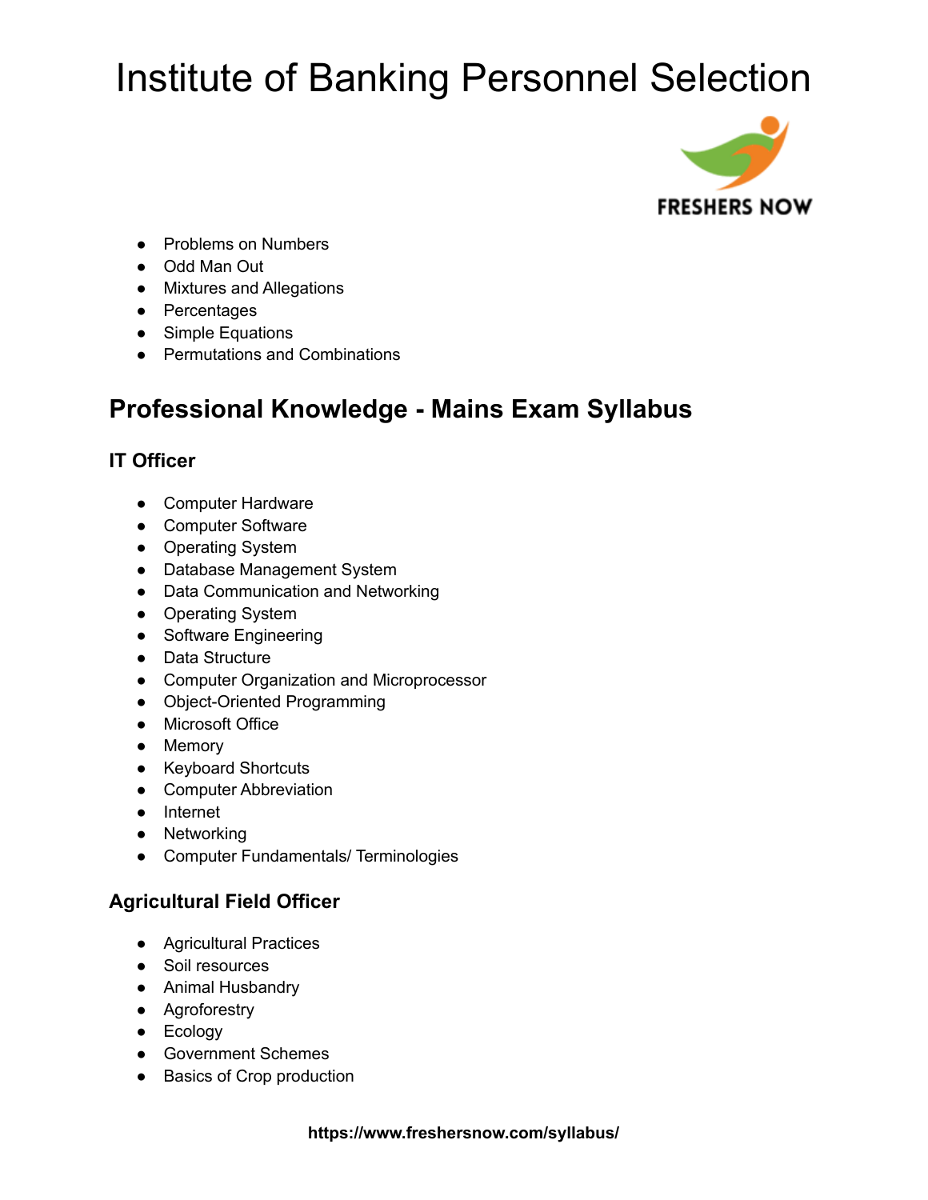- Problems on Numbers
- Odd Man Out
- Mixtures and Allegations
- Percentages
- Simple Equations
- Permutations and Combinations

## Professional Knowledge - Mains Exam Syllabus

### IT Officer

- Computer Hardware
- Computer Software
- Operating System
- Database Management System
- Data Communication and Networking
- Operating System
- Software Engineering
- Data Structure
- Computer Organization and Microprocessor
- Object-Oriented Programming
- Microsoft Office
- Memory
- Keyboard Shortcuts
- Computer Abbreviation
- Internet
- Networking
- Computer Fundamentals/ Terminologies

### Agricultural Field Officer

- Agricultural Practices
- Soil resources
- Animal Husbandry
- Agroforestry
- Ecology
- Government Schemes
- Basics of Crop production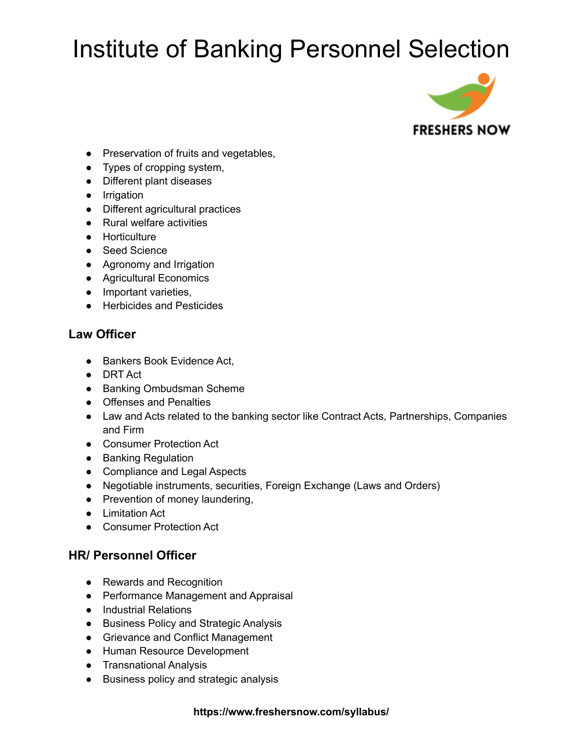- Preservation of fruits and vegetables,
- Types of cropping system,
- Different plant diseases
- Irrigation
- Different agricultural practices
- Rural welfare activities
- Horticulture
- Seed Science
- Agronomy and Irrigation
- Agricultural Economics
- Important varieties,
- Herbicides and Pesticides

### Law Officer

- Bankers Book Evidence Act,
- DRT Act
- Banking Ombudsman Scheme
- Offenses and Penalties
- Law and Acts related to the banking sector like Contract Acts, Partnerships, Companies and Firm
- Consumer Protection Act
- Banking Regulation
- Compliance and Legal Aspects
- Negotiable instruments, securities, Foreign Exchange (Laws and Orders)
- Prevention of money laundering,
- Limitation Act
- Consumer Protection Act

### HR/ Personnel Officer

- Rewards and Recognition
- Performance Management and Appraisal
- Industrial Relations
- Business Policy and Strategic Analysis
- Grievance and Conflict Management
- Human Resource Development
- Transnational Analysis
- Business policy and strategic analysis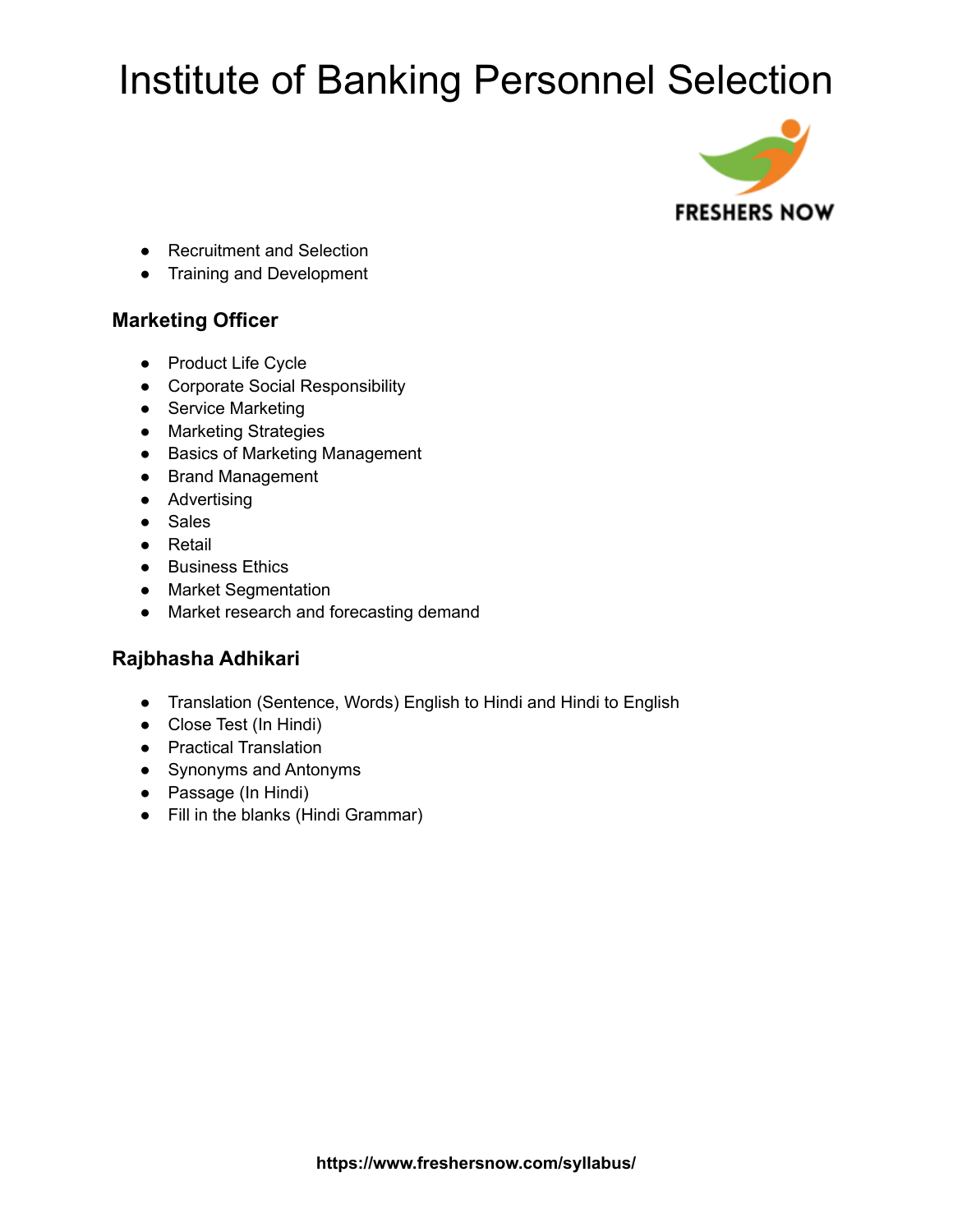- Recruitment and Selection
- Training and Development

### Marketing Officer

- Product Life Cycle
- Corporate Social Responsibility
- Service Marketing
- Marketing Strategies
- Basics of Marketing Management
- Brand Management
- Advertising
- Sales
- Retail
- Business Ethics
- Market Segmentation
- Market research and forecasting demand

### Rajbhasha Adhikari

- Translation (Sentence, Words) English to Hindi and Hindi to English
- Close Test (In Hindi)
- Practical Translation
- Synonyms and Antonyms
- Passage (In Hindi)
- Fill in the blanks (Hindi Grammar)